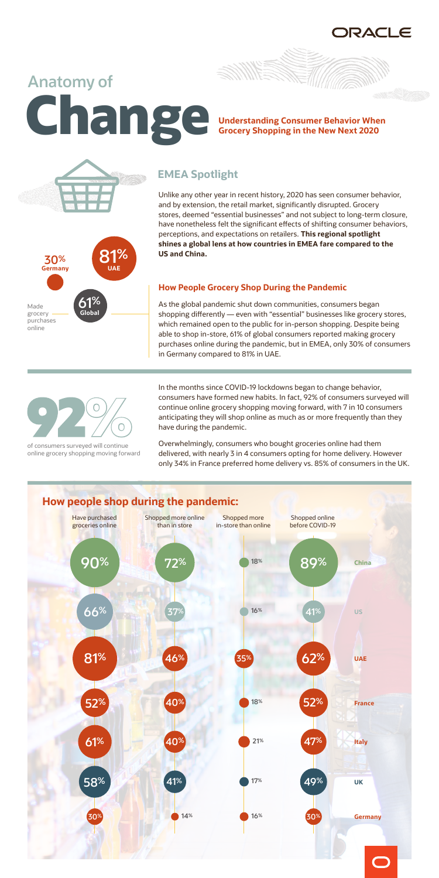# Anatomy of Change

**Understanding Consumer Behavior When Grocery Shopping in the New Next 2020**

## EMEA Spotlight

Unlike any other year in recent history, 2020 has seen consumer behavior, and by extension, the retail market, significantly disrupted. Grocery stores, deemed "essential businesses" and not subject to long-term closure, have nonetheless felt the significant effects of shifting consumer behaviors, perceptions, and expectations on retailers. **This regional spotlight shines a global lens at how countries in EMEA fare compared to the US and China.**

30% Germany

81% UAE

61% Global

Made grocery purchases online

### How People Grocery Shop During the Pandemic

As the global pandemic shut down communities, consumers began shopping differently — even with "essential" businesses like grocery stores, which remained open to the public for in-person shopping. Despite being able to shop in-store, 61% of global consumers reported making grocery purchases online during the pandemic, but in EMEA, only 30% of consumers in Germany compared to 81% in UAE.

92%

of consumers surveyed will continue online grocery shopping moving forward

In the months since COVID-19 lockdowns began to change behavior, consumers have formed new habits. In fact, 92% of consumers surveyed will continue online grocery shopping moving forward, with 7 in 10 consumers anticipating they will shop online as much as or more frequently than they have during the pandemic.

Overwhelmingly, consumers who bought groceries online had them delivered, with nearly 3 in 4 consumers opting for home delivery. However only 34% in France preferred home delivery vs. 85% of consumers in the UK.

## How people shop during the pandemic:

Have purchased groceries online

Shopped more online than in store

Shopped more in-store than online

Shopped online before COVID-19

China: 90% | 72% | 18% | 89%

US: 66% | 37% | 16% | 41%

UAE: 81% | 46% | 35% | 62%

France: 52% | 40% | 18% | 52%

Italy: 61% | 40% | 21% | 47%

UK: 58% | 41% | 17% | 49%

Germany: 30% | 14% | 16% | 30%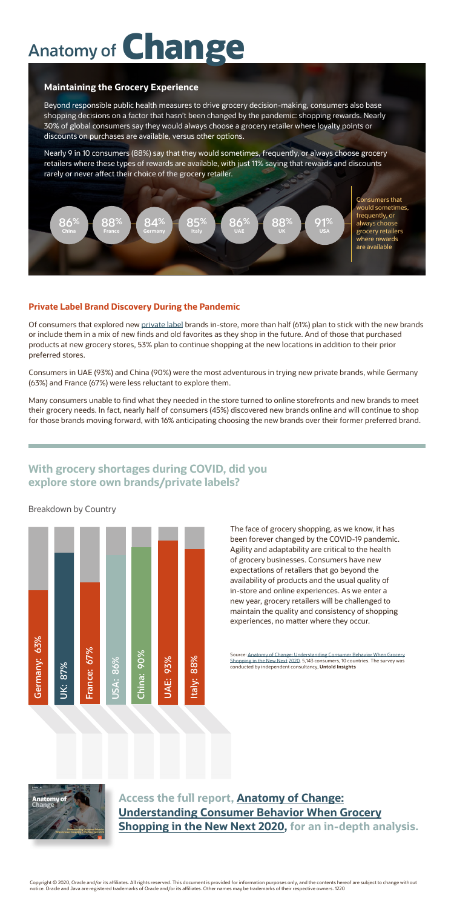# Anatomy of Change

## Maintaining the Grocery Experience

Beyond responsible public health measures to drive grocery decision-making, consumers also base shopping decisions on a factor that hasn't been changed by the pandemic: shopping rewards. Nearly 30% of global consumers say they would always choose a grocery retailer where loyalty points or discounts on purchases are available, versus other options.

Nearly 9 in 10 consumers (88%) say that they would sometimes, frequently, or always choose grocery retailers where these types of rewards are available, with just 11% saying that rewards and discounts rarely or never affect their choice of the grocery retailer.

86% China

88% France

84% Germany

85% Italy

86% UAE

88% UK

91% USA

Consumers that would sometimes, frequently, or always choose grocery retailers where rewards are available

## Private Label Brand Discovery During the Pandemic

Of consumers that explored new private label brands in-store, more than half (61%) plan to stick with the new brands or include them in a mix of new finds and old favorites as they shop in the future. And of those that purchased products at new grocery stores, 53% plan to continue shopping at the new locations in addition to their prior preferred stores.

Consumers in UAE (93%) and China (90%) were the most adventurous in trying new private brands, while Germany (63%) and France (67%) were less reluctant to explore them.

Many consumers unable to find what they needed in the store turned to online storefronts and new brands to meet their grocery needs. In fact, nearly half of consumers (45%) discovered new brands online and will continue to shop for those brands moving forward, with 16% anticipating choosing the new brands over their former preferred brand.

## With grocery shortages during COVID, did you explore store own brands/private labels?

Breakdown by Country

Germany: 63%

UK: 87%

France: 67%

USA: 86%

China: 90%

UAE: 93%

Italy: 88%

The face of grocery shopping, as we know, it has been forever changed by the COVID-19 pandemic. Agility and adaptability are critical to the health of grocery businesses. Consumers have new expectations of retailers that go beyond the availability of products and the usual quality of in-store and online experiences. As we enter a new year, grocery retailers will be challenged to maintain the quality and consistency of shopping experiences, no matter where they occur.

Source: Anatomy of Change: Understanding Consumer Behavior When Grocery Shopping in the New Next 2020. 5,143 consumers, 10 countries. The survey was conducted by independent consultancy, **Untold Insights**

**Access the full report, Anatomy of Change: Understanding Consumer Behavior When Grocery Shopping in the New Next 2020, for an in-depth analysis.**

Copyright © 2020, Oracle and/or its affiliates. All rights reserved. This document is provided for information purposes only, and the contents hereof are subject to change without notice. Oracle and Java are registered trademarks of Oracle and/or its affiliates. Other names may be trademarks of their respective owners. 1220